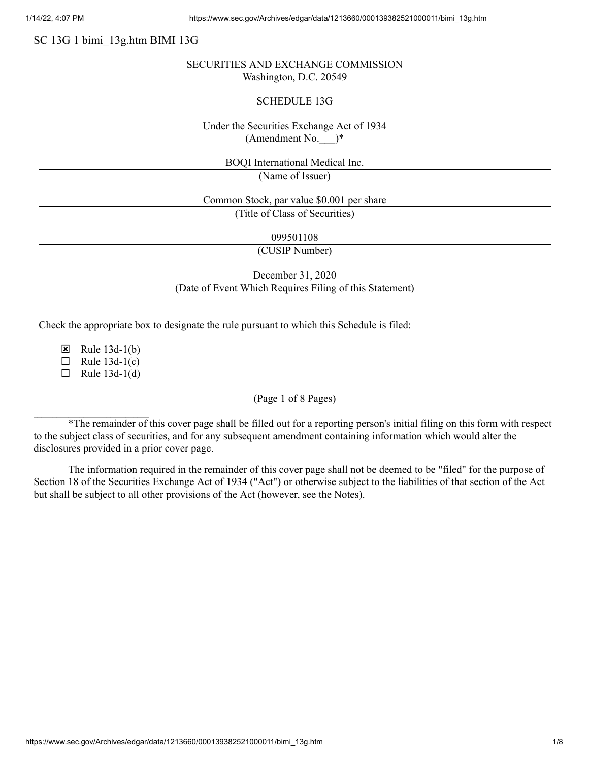SC 13G 1 bimi_13g.htm BIMI 13G

SECURITIES AND EXCHANGE COMMISSION
Washington, D.C. 20549

SCHEDULE 13G

Under the Securities Exchange Act of 1934
(Amendment No.___)*

BOQI International Medical Inc.
(Name of Issuer)

Common Stock, par value $0.001 per share
(Title of Class of Securities)

099501108
(CUSIP Number)

December 31, 2020
(Date of Event Which Requires Filing of this Statement)

Check the appropriate box to designate the rule pursuant to which this Schedule is filed:

☒ Rule 13d-1(b)
☐ Rule 13d-1(c)
☐ Rule 13d-1(d)

(Page 1 of 8 Pages)

*The remainder of this cover page shall be filled out for a reporting person's initial filing on this form with respect to the subject class of securities, and for any subsequent amendment containing information which would alter the disclosures provided in a prior cover page.

The information required in the remainder of this cover page shall not be deemed to be "filed" for the purpose of Section 18 of the Securities Exchange Act of 1934 ("Act") or otherwise subject to the liabilities of that section of the Act but shall be subject to all other provisions of the Act (however, see the Notes).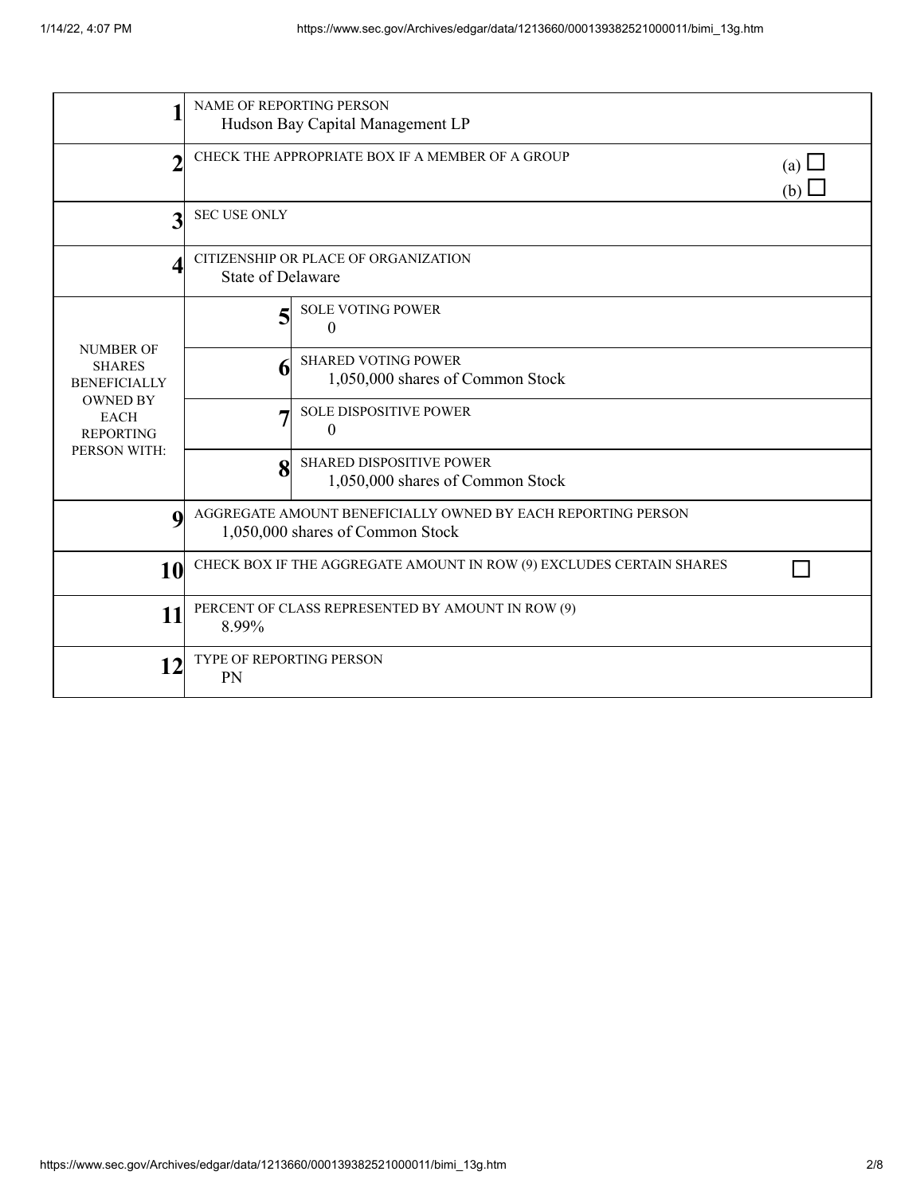| | | | |
|---|---|---|---|
| 1 | NAME OF REPORTING PERSON<br>Hudson Bay Capital Management LP | | |
| 2 | CHECK THE APPROPRIATE BOX IF A MEMBER OF A GROUP | | (a) ☐<br>(b) ☐ |
| 3 | SEC USE ONLY | | |
| 4 | CITIZENSHIP OR PLACE OF ORGANIZATION<br>State of Delaware | | |
| NUMBER OF SHARES BENEFICIALLY OWNED BY EACH REPORTING PERSON WITH: | 5 | SOLE VOTING POWER<br>0 | |
| | 6 | SHARED VOTING POWER<br>1,050,000 shares of Common Stock | |
| | 7 | SOLE DISPOSITIVE POWER<br>0 | |
| | 8 | SHARED DISPOSITIVE POWER<br>1,050,000 shares of Common Stock | |
| 9 | AGGREGATE AMOUNT BENEFICIALLY OWNED BY EACH REPORTING PERSON<br>1,050,000 shares of Common Stock | | |
| 10 | CHECK BOX IF THE AGGREGATE AMOUNT IN ROW (9) EXCLUDES CERTAIN SHARES | | ☐ |
| 11 | PERCENT OF CLASS REPRESENTED BY AMOUNT IN ROW (9)<br>8.99% | | |
| 12 | TYPE OF REPORTING PERSON<br>PN | | |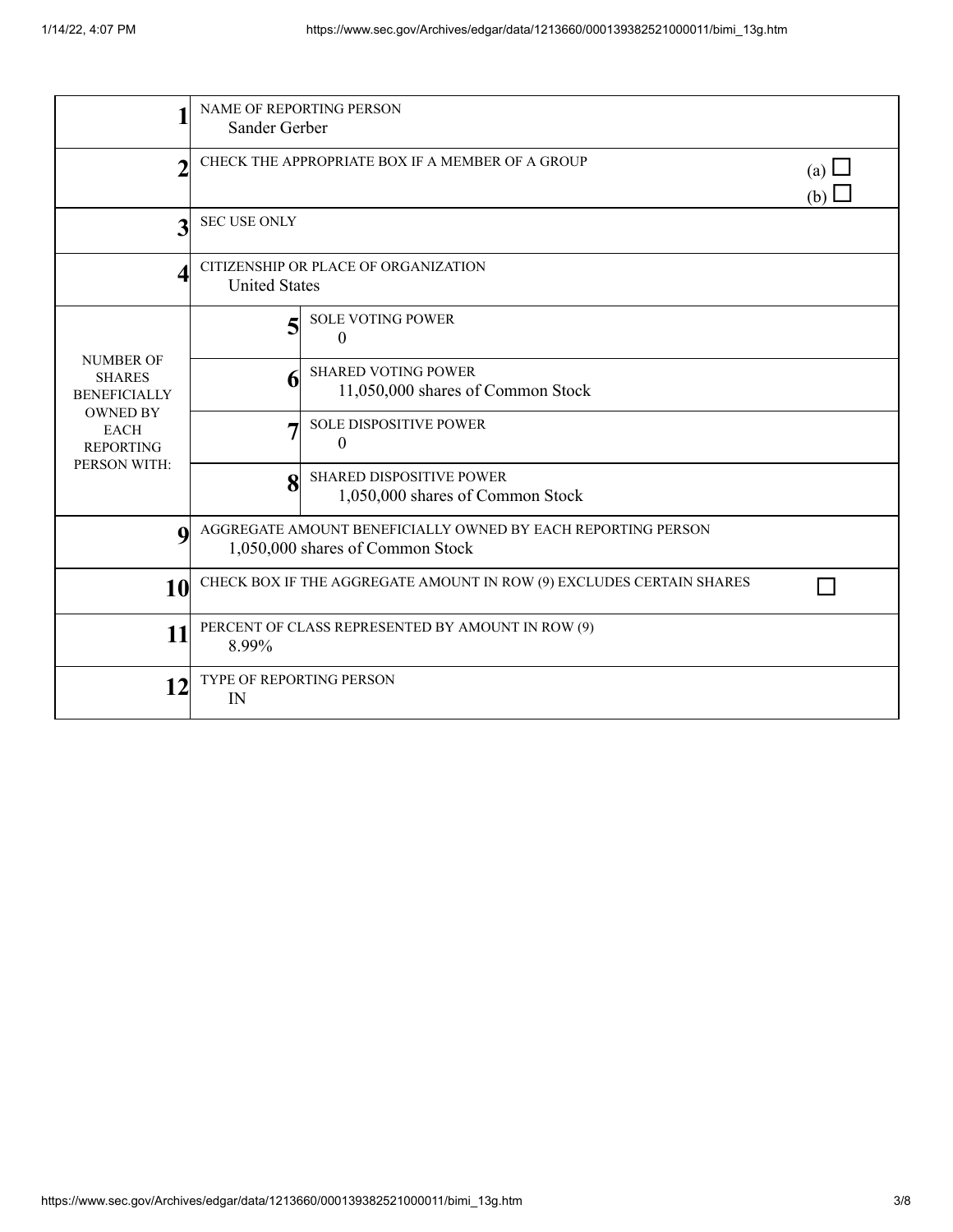| | | | |
|---|---|---|---|
| 1 | NAME OF REPORTING PERSON<br>Sander Gerber | | |
| 2 | CHECK THE APPROPRIATE BOX IF A MEMBER OF A GROUP | | (a) ☐<br>(b) ☐ |
| 3 | SEC USE ONLY | | |
| 4 | CITIZENSHIP OR PLACE OF ORGANIZATION<br>United States | | |
| NUMBER OF SHARES BENEFICIALLY OWNED BY EACH REPORTING PERSON WITH: | 5 | SOLE VOTING POWER<br>0 | |
| | 6 | SHARED VOTING POWER<br>11,050,000 shares of Common Stock | |
| | 7 | SOLE DISPOSITIVE POWER<br>0 | |
| | 8 | SHARED DISPOSITIVE POWER<br>1,050,000 shares of Common Stock | |
| 9 | AGGREGATE AMOUNT BENEFICIALLY OWNED BY EACH REPORTING PERSON<br>1,050,000 shares of Common Stock | | |
| 10 | CHECK BOX IF THE AGGREGATE AMOUNT IN ROW (9) EXCLUDES CERTAIN SHARES | | ☐ |
| 11 | PERCENT OF CLASS REPRESENTED BY AMOUNT IN ROW (9)<br>8.99% | | |
| 12 | TYPE OF REPORTING PERSON<br>IN | | |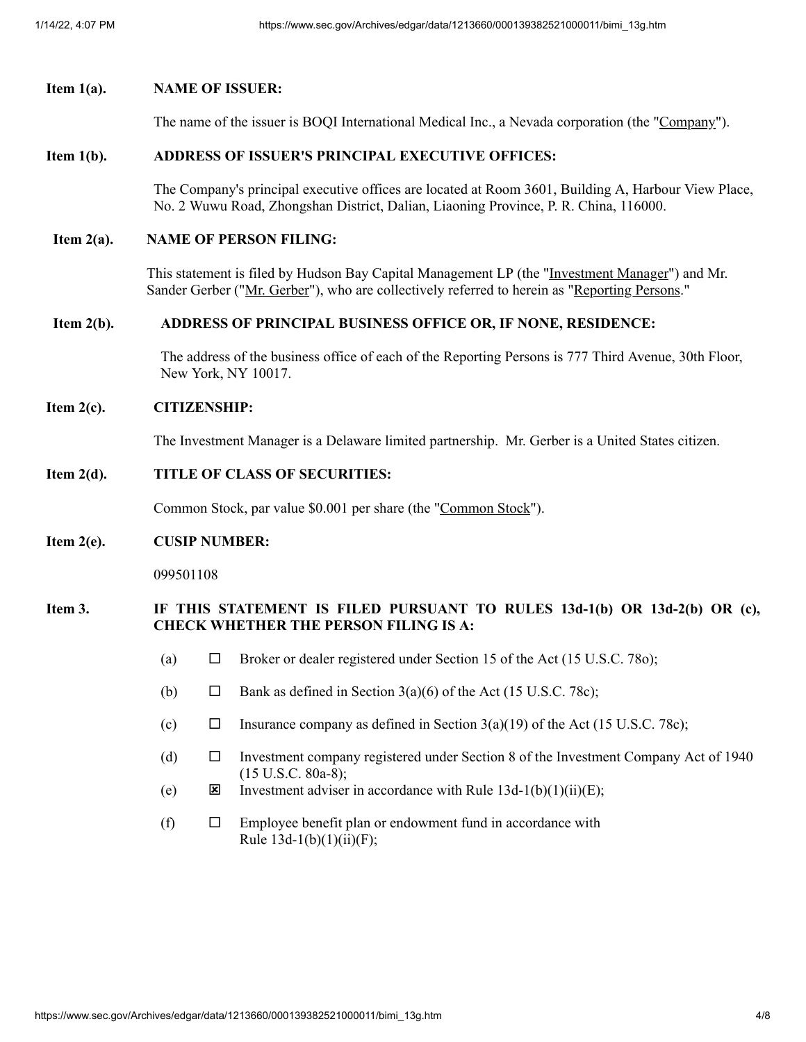**Item 1(a).** **NAME OF ISSUER:**

The name of the issuer is BOQI International Medical Inc., a Nevada corporation (the "Company").

**Item 1(b).** **ADDRESS OF ISSUER'S PRINCIPAL EXECUTIVE OFFICES:**

The Company's principal executive offices are located at Room 3601, Building A, Harbour View Place, No. 2 Wuwu Road, Zhongshan District, Dalian, Liaoning Province, P. R. China, 116000.

**Item 2(a).** **NAME OF PERSON FILING:**

This statement is filed by Hudson Bay Capital Management LP (the "Investment Manager") and Mr. Sander Gerber ("Mr. Gerber"), who are collectively referred to herein as "Reporting Persons."

**Item 2(b).** **ADDRESS OF PRINCIPAL BUSINESS OFFICE OR, IF NONE, RESIDENCE:**

The address of the business office of each of the Reporting Persons is 777 Third Avenue, 30th Floor, New York, NY 10017.

**Item 2(c).** **CITIZENSHIP:**

The Investment Manager is a Delaware limited partnership. Mr. Gerber is a United States citizen.

**Item 2(d).** **TITLE OF CLASS OF SECURITIES:**

Common Stock, par value $0.001 per share (the "Common Stock").

**Item 2(e).** **CUSIP NUMBER:**

099501108

**Item 3.** **IF THIS STATEMENT IS FILED PURSUANT TO RULES 13d-1(b) OR 13d-2(b) OR (c), CHECK WHETHER THE PERSON FILING IS A:**

(a) ☐ Broker or dealer registered under Section 15 of the Act (15 U.S.C. 78o);

(b) ☐ Bank as defined in Section 3(a)(6) of the Act (15 U.S.C. 78c);

(c) ☐ Insurance company as defined in Section 3(a)(19) of the Act (15 U.S.C. 78c);

(d) ☐ Investment company registered under Section 8 of the Investment Company Act of 1940 (15 U.S.C. 80a-8);

(e) ☒ Investment adviser in accordance with Rule 13d-1(b)(1)(ii)(E);

(f) ☐ Employee benefit plan or endowment fund in accordance with Rule 13d-1(b)(1)(ii)(F);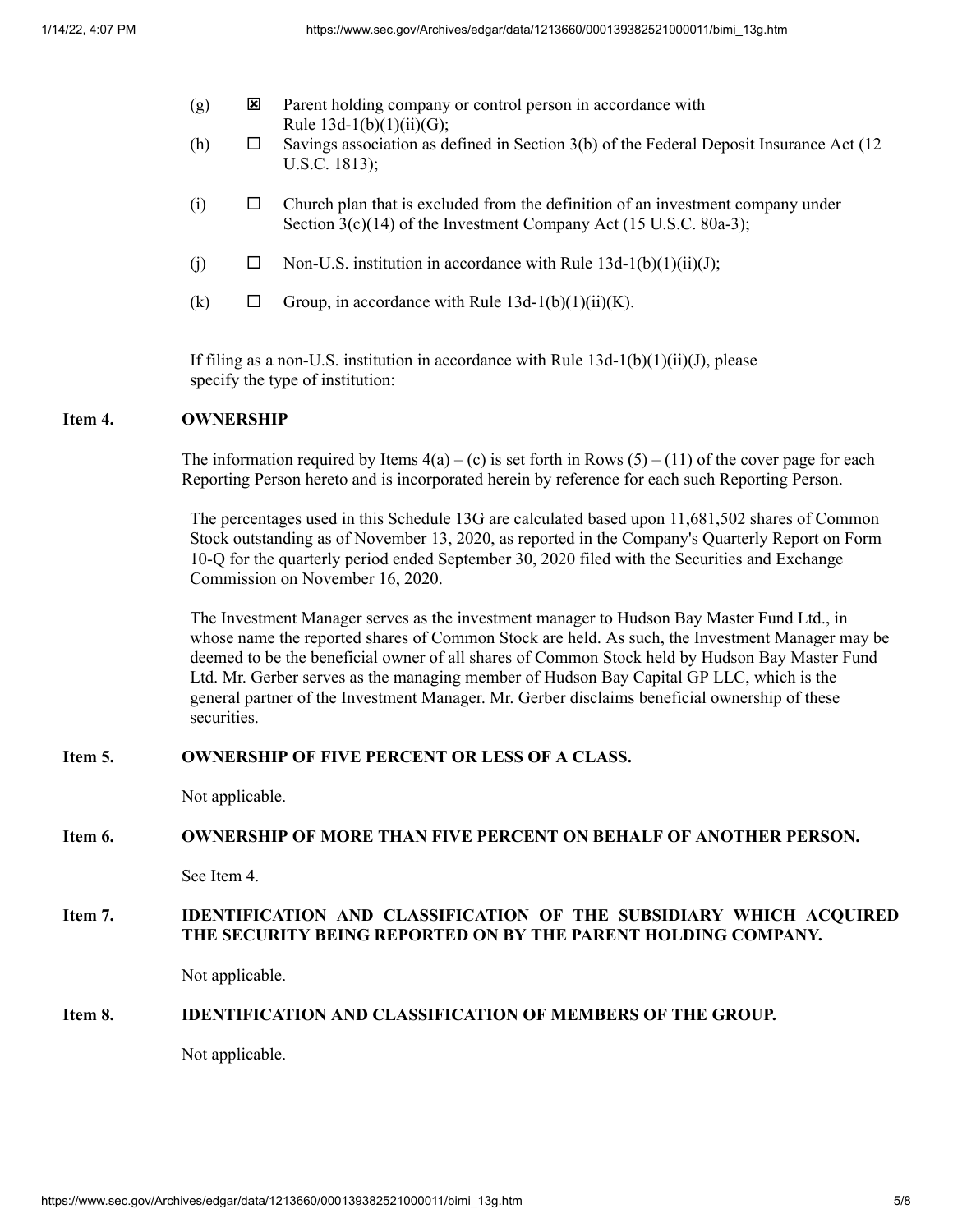(g) ☒ Parent holding company or control person in accordance with Rule 13d-1(b)(1)(ii)(G);

(h) ☐ Savings association as defined in Section 3(b) of the Federal Deposit Insurance Act (12 U.S.C. 1813);

(i) ☐ Church plan that is excluded from the definition of an investment company under Section 3(c)(14) of the Investment Company Act (15 U.S.C. 80a-3);

(j) ☐ Non-U.S. institution in accordance with Rule 13d-1(b)(1)(ii)(J);

(k) ☐ Group, in accordance with Rule 13d-1(b)(1)(ii)(K).

If filing as a non-U.S. institution in accordance with Rule 13d-1(b)(1)(ii)(J), please specify the type of institution:

**Item 4. OWNERSHIP**

The information required by Items 4(a) – (c) is set forth in Rows (5) – (11) of the cover page for each Reporting Person hereto and is incorporated herein by reference for each such Reporting Person.

The percentages used in this Schedule 13G are calculated based upon 11,681,502 shares of Common Stock outstanding as of November 13, 2020, as reported in the Company's Quarterly Report on Form 10-Q for the quarterly period ended September 30, 2020 filed with the Securities and Exchange Commission on November 16, 2020.

The Investment Manager serves as the investment manager to Hudson Bay Master Fund Ltd., in whose name the reported shares of Common Stock are held. As such, the Investment Manager may be deemed to be the beneficial owner of all shares of Common Stock held by Hudson Bay Master Fund Ltd. Mr. Gerber serves as the managing member of Hudson Bay Capital GP LLC, which is the general partner of the Investment Manager. Mr. Gerber disclaims beneficial ownership of these securities.

**Item 5. OWNERSHIP OF FIVE PERCENT OR LESS OF A CLASS.**

Not applicable.

**Item 6. OWNERSHIP OF MORE THAN FIVE PERCENT ON BEHALF OF ANOTHER PERSON.**

See Item 4.

**Item 7. IDENTIFICATION AND CLASSIFICATION OF THE SUBSIDIARY WHICH ACQUIRED THE SECURITY BEING REPORTED ON BY THE PARENT HOLDING COMPANY.**

Not applicable.

**Item 8. IDENTIFICATION AND CLASSIFICATION OF MEMBERS OF THE GROUP.**

Not applicable.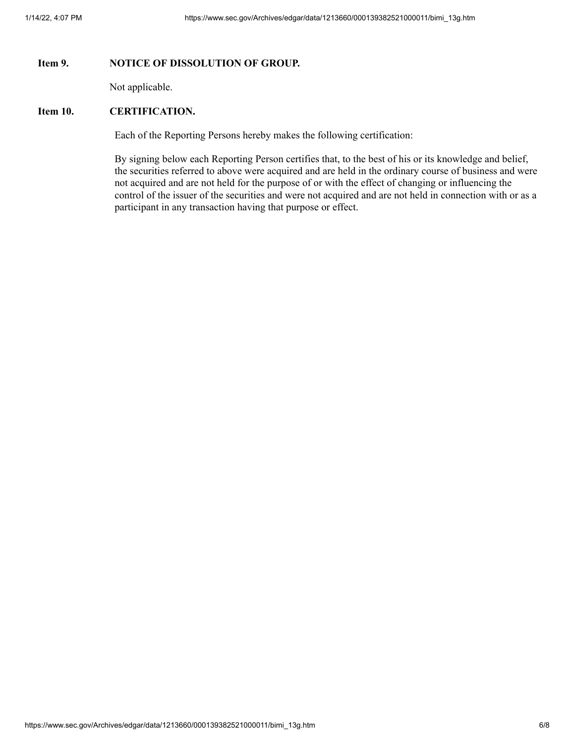**Item 9. NOTICE OF DISSOLUTION OF GROUP.**

Not applicable.

**Item 10. CERTIFICATION.**

Each of the Reporting Persons hereby makes the following certification:

By signing below each Reporting Person certifies that, to the best of his or its knowledge and belief, the securities referred to above were acquired and are held in the ordinary course of business and were not acquired and are not held for the purpose of or with the effect of changing or influencing the control of the issuer of the securities and were not acquired and are not held in connection with or as a participant in any transaction having that purpose or effect.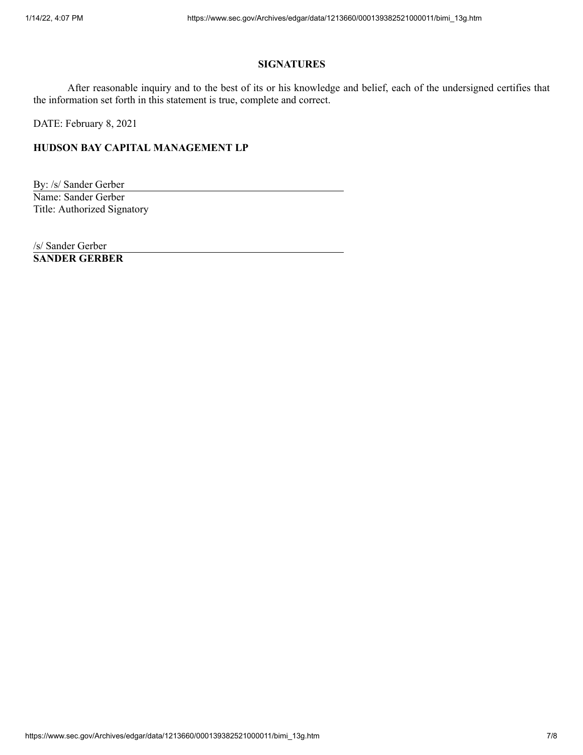## SIGNATURES

After reasonable inquiry and to the best of its or his knowledge and belief, each of the undersigned certifies that the information set forth in this statement is true, complete and correct.

DATE: February 8, 2021

**HUDSON BAY CAPITAL MANAGEMENT LP**

By: /s/ Sander Gerber
Name: Sander Gerber
Title: Authorized Signatory

/s/ Sander Gerber
**SANDER GERBER**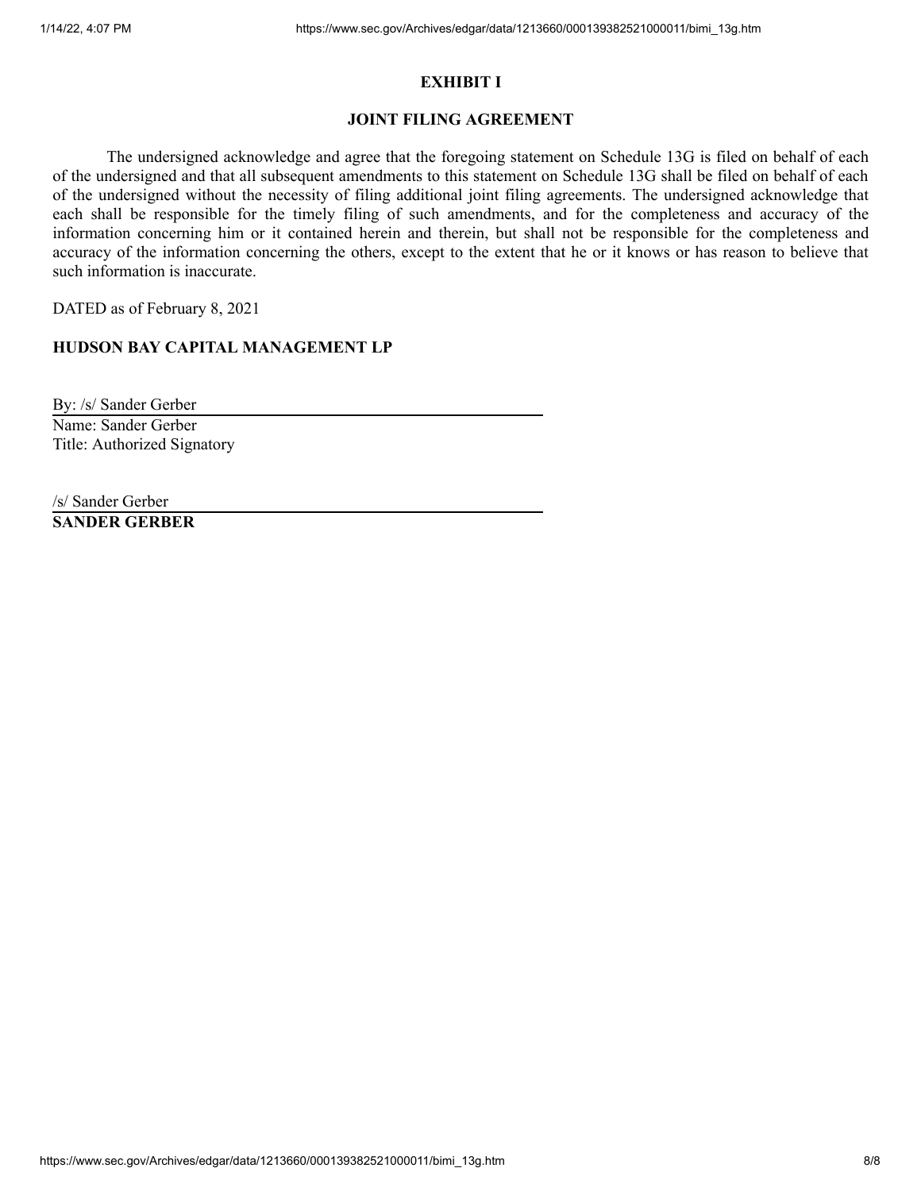**EXHIBIT I**

**JOINT FILING AGREEMENT**

The undersigned acknowledge and agree that the foregoing statement on Schedule 13G is filed on behalf of each of the undersigned and that all subsequent amendments to this statement on Schedule 13G shall be filed on behalf of each of the undersigned without the necessity of filing additional joint filing agreements. The undersigned acknowledge that each shall be responsible for the timely filing of such amendments, and for the completeness and accuracy of the information concerning him or it contained herein and therein, but shall not be responsible for the completeness and accuracy of the information concerning the others, except to the extent that he or it knows or has reason to believe that such information is inaccurate.

DATED as of February 8, 2021

**HUDSON BAY CAPITAL MANAGEMENT LP**

By: /s/ Sander Gerber
Name: Sander Gerber
Title: Authorized Signatory

/s/ Sander Gerber
**SANDER GERBER**